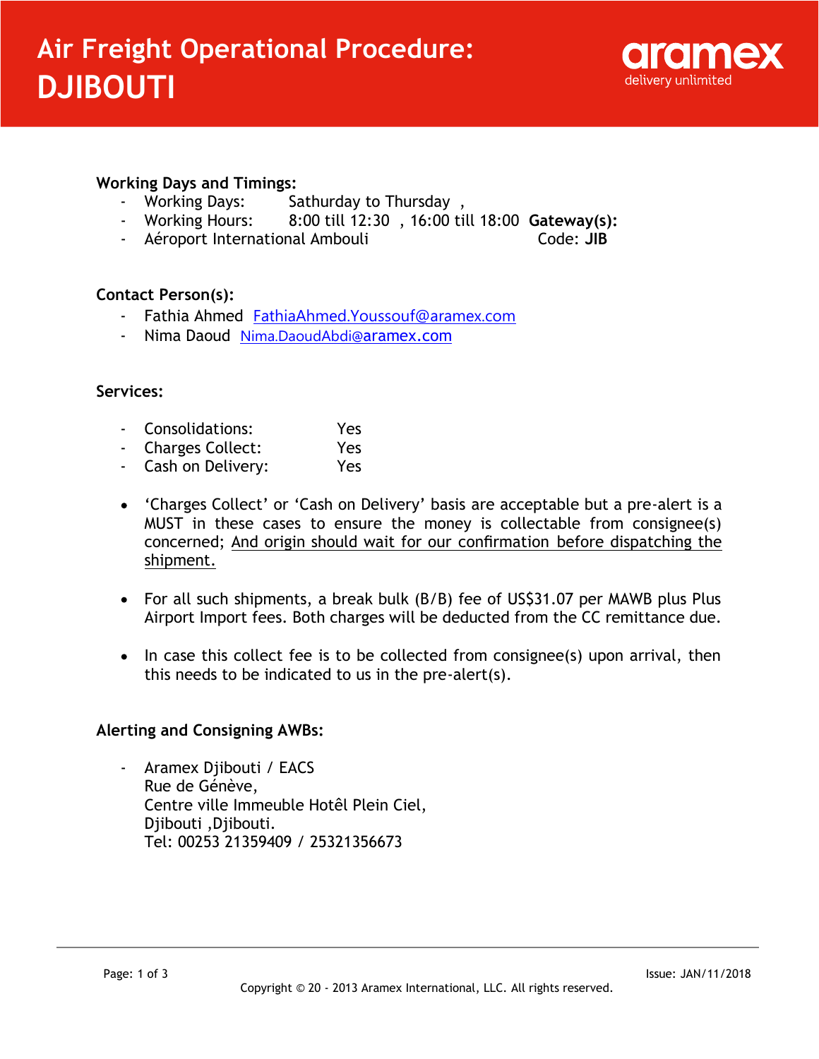# Air Freight Operational Procedure: DJIBOUTI

aramex
delivery unlimited

**Working Days and Timings:**

- Working Days: Sathurday to Thursday ,
- Working Hours: 8:00 till 12:30 , 16:00 till 18:00

**Gateway(s):**

- Aéroport International Ambouli Code: **JIB**

**Contact Person(s):**

- Fathia Ahmed FathiaAhmed.Youssouf@aramex.com
- Nima Daoud Nima.DaoudAbdi@aramex.com

**Services:**

- Consolidations: Yes
- Charges Collect: Yes
- Cash on Delivery: Yes

- 'Charges Collect' or 'Cash on Delivery' basis are acceptable but a pre-alert is a MUST in these cases to ensure the money is collectable from consignee(s) concerned; <u>And origin should wait for our confirmation before dispatching the shipment.</u>

- For all such shipments, a break bulk (B/B) fee of US$31.07 per MAWB plus Plus Airport Import fees. Both charges will be deducted from the CC remittance due.

- In case this collect fee is to be collected from consignee(s) upon arrival, then this needs to be indicated to us in the pre-alert(s).

**Alerting and Consigning AWBs:**

- Aramex Djibouti / EACS
  Rue de Génève,
  Centre ville Immeuble Hotêl Plein Ciel,
  Djibouti ,Djibouti.
  Tel: 00253 21359409 / 25321356673

Issue: JAN/11/2018

Copyright © 20 - 2013 Aramex International, LLC. All rights reserved.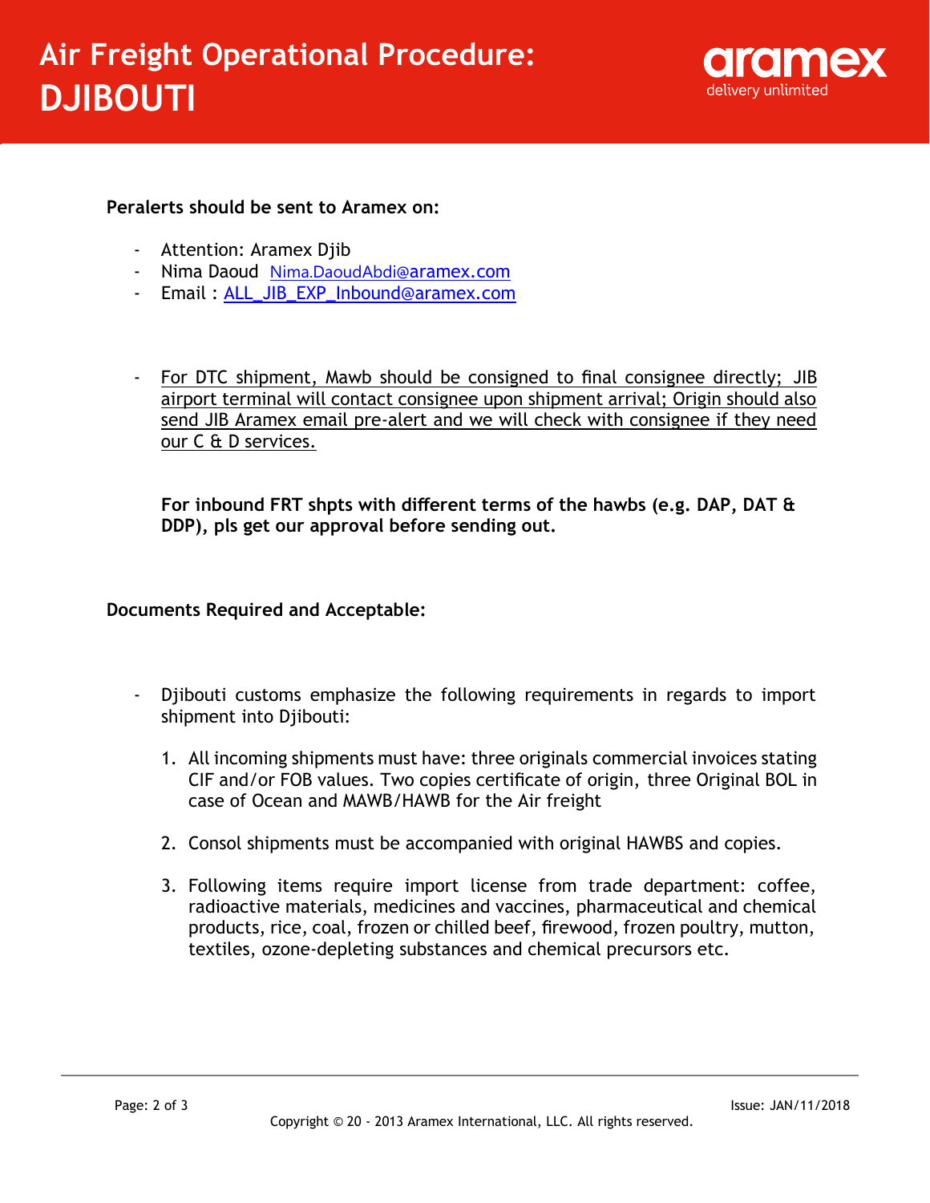**Peralerts should be sent to Aramex on:**

- Attention: Aramex Djib
- Nima Daoud Nima.DaoudAbdi@aramex.com
- Email : ALL_JIB_EXP_Inbound@aramex.com

- For DTC shipment, Mawb should be consigned to final consignee directly; JIB airport terminal will contact consignee upon shipment arrival; Origin should also send JIB Aramex email pre-alert and we will check with consignee if they need our C & D services.

**For inbound FRT shpts with different terms of the hawbs (e.g. DAP, DAT & DDP), pls get our approval before sending out.**

**Documents Required and Acceptable:**

- Djibouti customs emphasize the following requirements in regards to import shipment into Djibouti:

  1. All incoming shipments must have: three originals commercial invoices stating CIF and/or FOB values. Two copies certificate of origin, three Original BOL in case of Ocean and MAWB/HAWB for the Air freight
  2. Consol shipments must be accompanied with original HAWBS and copies.
  3. Following items require import license from trade department: coffee, radioactive materials, medicines and vaccines, pharmaceutical and chemical products, rice, coal, frozen or chilled beef, firewood, frozen poultry, mutton, textiles, ozone-depleting substances and chemical precursors etc.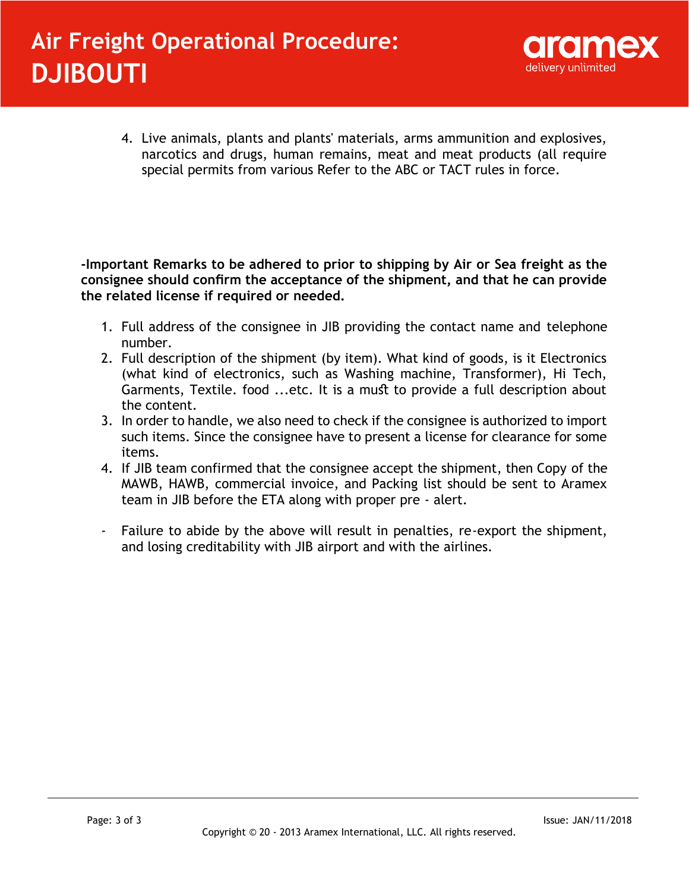4. Live animals, plants and plants' materials, arms ammunition and explosives, narcotics and drugs, human remains, meat and meat products (all require special permits from various Refer to the ABC or TACT rules in force.

**-Important Remarks to be adhered to prior to shipping by Air or Sea freight as the consignee should confirm the acceptance of the shipment, and that he can provide the related license if required or needed.**

1. Full address of the consignee in JIB providing the contact name and telephone number.
2. Full description of the shipment (by item). What kind of goods, is it Electronics (what kind of electronics, such as Washing machine, Transformer), Hi Tech, Garments, Textile. food ...etc. It is a must to provide a full description about the content.
3. In order to handle, we also need to check if the consignee is authorized to import such items. Since the consignee have to present a license for clearance for some items.
4. If JIB team confirmed that the consignee accept the shipment, then Copy of the MAWB, HAWB, commercial invoice, and Packing list should be sent to Aramex team in JIB before the ETA along with proper pre - alert.

- Failure to abide by the above will result in penalties, re-export the shipment, and losing creditability with JIB airport and with the airlines.